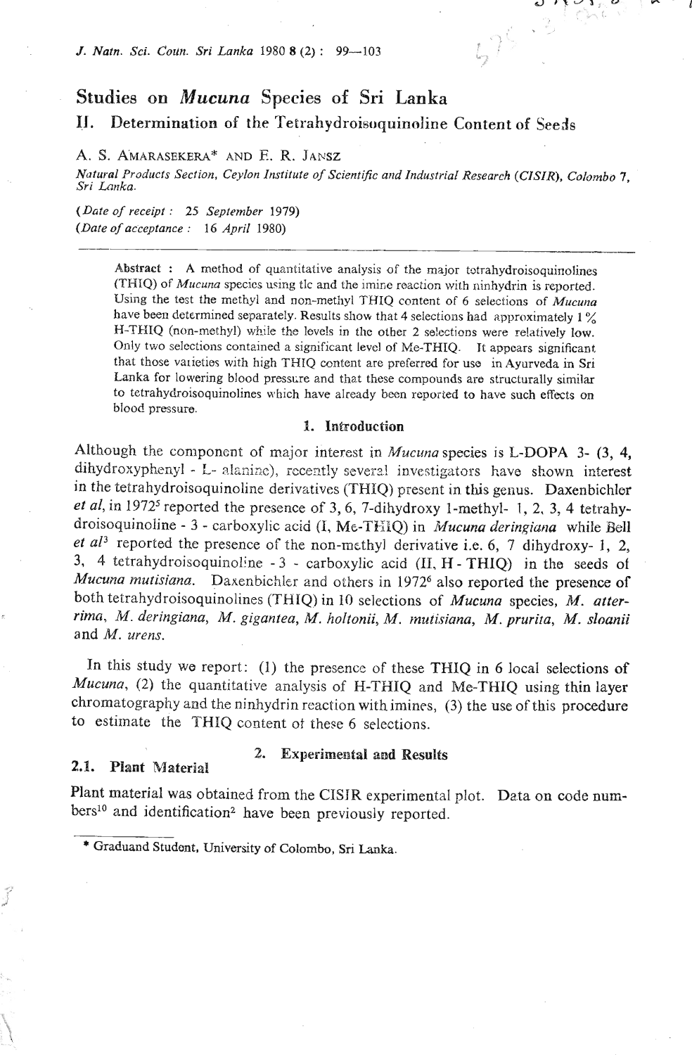# Studies on *Mucuna* Species of Sri Lanka

## II. Determination of the Tetrahydroisoquinoline Content of Seeds

A. S. AMARASEKERA* AND E. R. JANSZ

*Natural Products Section, Ceylon Institute of Scientific and Industrial Research (CISIR), Colombo 7, Sri Lanka.*

(*Date of receipt* : 25 *September* 1979)
(*Date of acceptance* : 16 *April* 1980)

**Abstract** : A method of quantitative analysis of the major tetrahydroisoquinolines (THIQ) of *Mucuna* species using tlc and the imine reaction with ninhydrin is reported. Using the test the methyl and non-methyl THIQ content of 6 selections of *Mucuna* have been determined separately. Results show that 4 selections had approximately 1 % H-THIQ (non-methyl) while the levels in the other 2 selections were relatively low. Only two selections contained a significant level of Me-THIQ. It appears significant that those varieties with high THIQ content are preferred for use in Ayurveda in Sri Lanka for lowering blood pressure and that these compounds are structurally similar to tetrahydroisoquinolines which have already been reported to have such effects on blood pressure.

## 1. Introduction

Although the component of major interest in *Mucuna* species is L-DOPA 3- (3, 4, dihydroxyphenyl - L- alanine), recently several investigators have shown interest in the tetrahydroisoquinoline derivatives (THIQ) present in this genus. Daxenbichler *et al*, in 1972[5] reported the presence of 3, 6, 7-dihydroxy 1-methyl- 1, 2, 3, 4 tetrahydroisoquinoline - 3 - carboxylic acid (I, Me-THIQ) in *Mucuna deringiana* while Bell *et al*[3] reported the presence of the non-methyl derivative i.e. 6, 7 dihydroxy- 1, 2, 3, 4 tetrahydroisoquinoline - 3 - carboxylic acid (II, H - THIQ) in the seeds of *Mucuna mutisiana*. Daxenbichler and others in 1972[6] also reported the presence of both tetrahydroisoquinolines (THIQ) in 10 selections of *Mucuna* species, *M. atterrima*, *M. deringiana*, *M. gigantea*, *M. holtonii*, *M. mutisiana*, *M. prurita*, *M. sloanii* and *M. urens*.

In this study we report: (1) the presence of these THIQ in 6 local selections of *Mucuna*, (2) the quantitative analysis of H-THIQ and Me-THIQ using thin layer chromatography and the ninhydrin reaction with imines, (3) the use of this procedure to estimate the THIQ content of these 6 selections.

## 2. Experimental and Results

### 2.1. Plant Material

Plant material was obtained from the CISIR experimental plot. Data on code numbers[10] and identification[2] have been previously reported.

* Graduand Student, University of Colombo, Sri Lanka.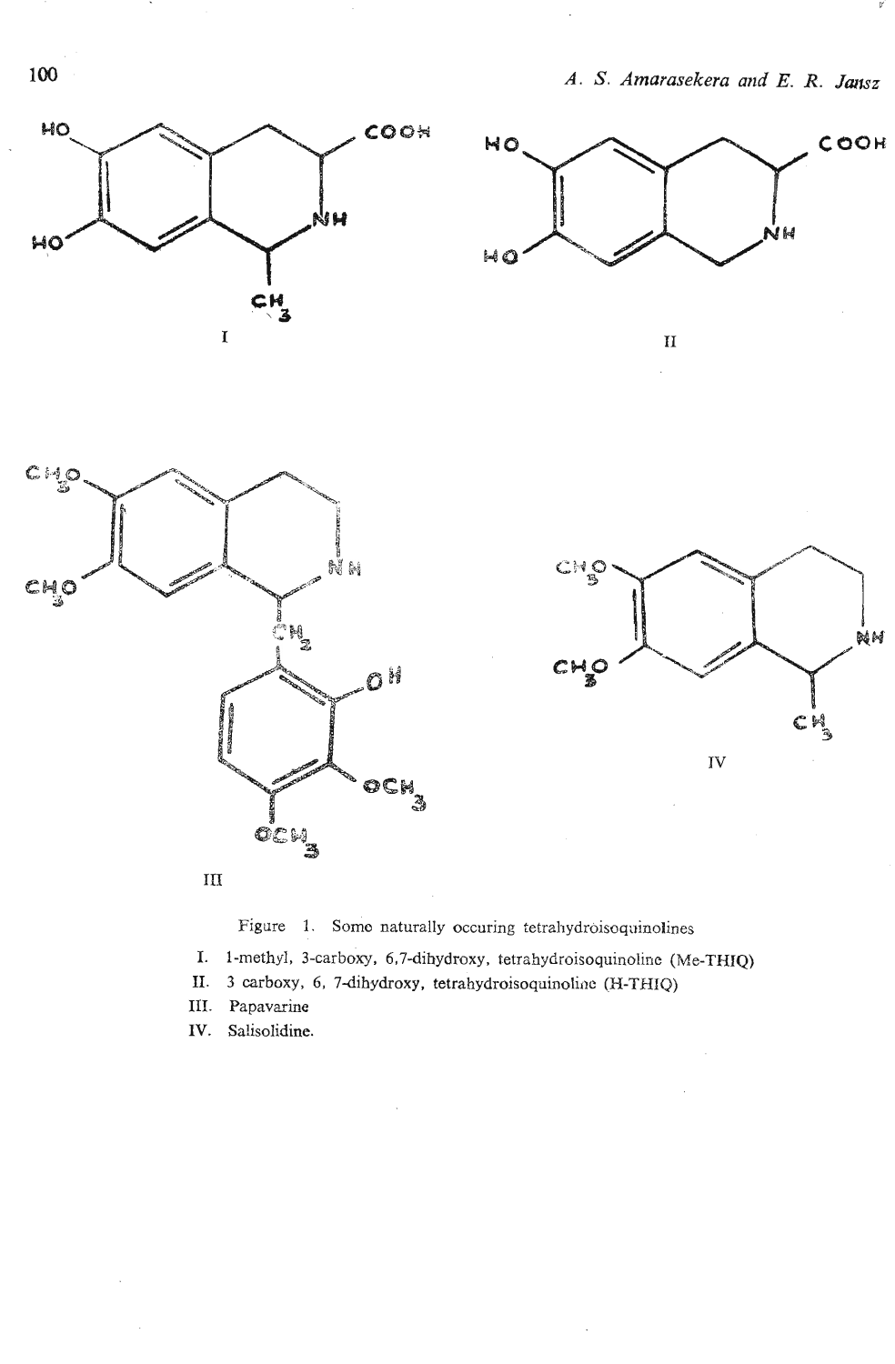Figure 1. Some naturally occuring tetrahydroisoquinolines

I. 1-methyl, 3-carboxy, 6,7-dihydroxy, tetrahydroisoquinoline (Me-THIQ)

II. 3 carboxy, 6, 7-dihydroxy, tetrahydroisoquinoline (H-THIQ)

III. Papavarine

IV. Salisolidine.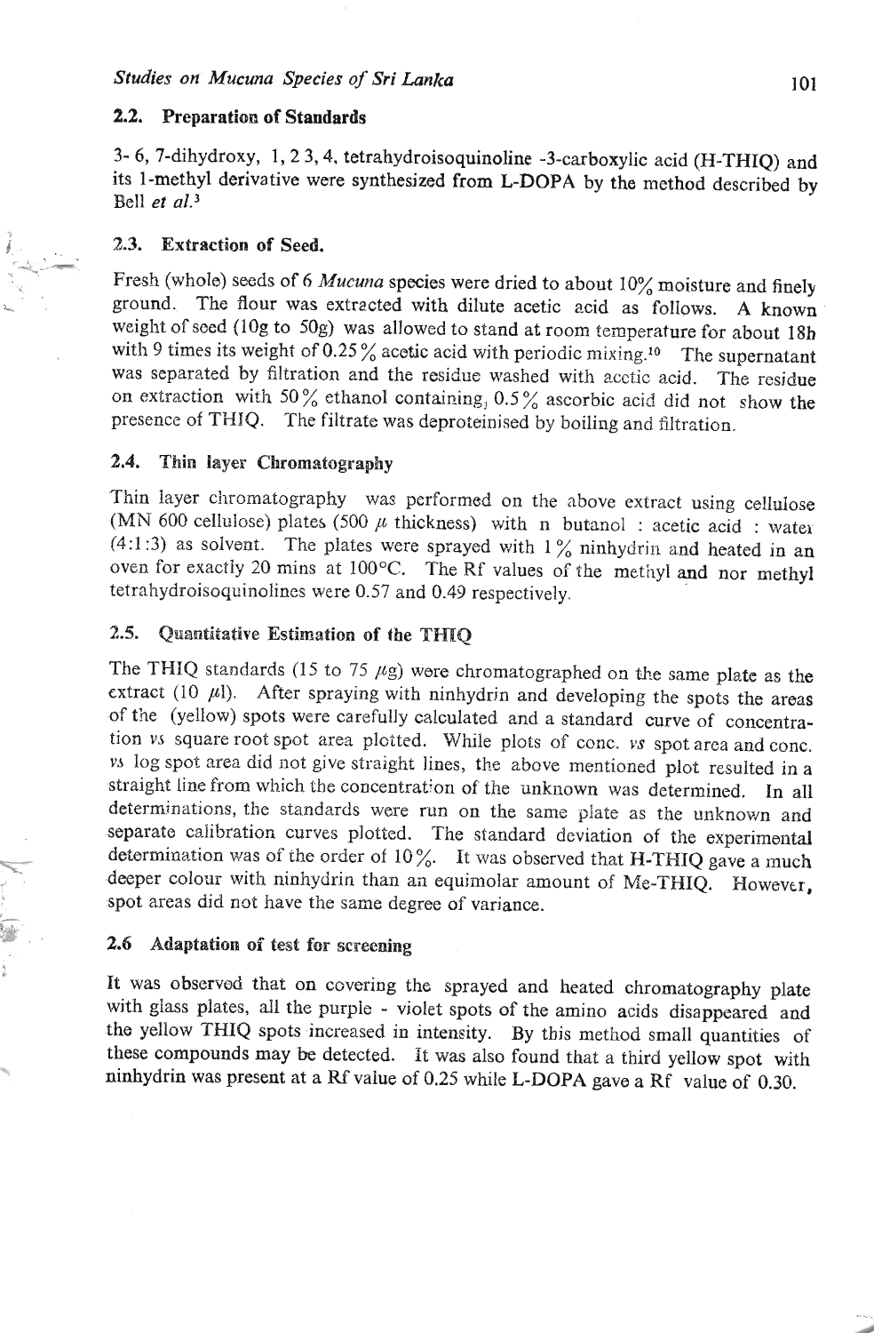### 2.2. Preparation of Standards

3- 6, 7-dihydroxy, 1, 2 3, 4, tetrahydroisoquinoline -3-carboxylic acid (H-THIQ) and its 1-methyl derivative were synthesized from L-DOPA by the method described by Bell *et al.*[3]

### 2.3. Extraction of Seed.

Fresh (whole) seeds of 6 *Mucuna* species were dried to about 10% moisture and finely ground. The flour was extracted with dilute acetic acid as follows. A known weight of seed (10g to 50g) was allowed to stand at room temperature for about 18h with 9 times its weight of 0.25% acetic acid with periodic mixing.[10] The supernatant was separated by filtration and the residue washed with acetic acid. The residue on extraction with 50% ethanol containing, 0.5% ascorbic acid did not show the presence of THIQ. The filtrate was deproteinised by boiling and filtration.

### 2.4. Thin layer Chromatography

Thin layer chromatography was performed on the above extract using cellulose (MN 600 cellulose) plates (500 $\mu$ thickness) with n butanol : acetic acid : water (4:1:3) as solvent. The plates were sprayed with 1% ninhydrin and heated in an oven for exactly 20 mins at 100°C. The Rf values of the methyl and nor methyl tetrahydroisoquinolines were 0.57 and 0.49 respectively.

### 2.5. Quantitative Estimation of the THIQ

The THIQ standards (15 to 75 $\mu$g) were chromatographed on the same plate as the extract (10 $\mu$l). After spraying with ninhydrin and developing the spots the areas of the (yellow) spots were carefully calculated and a standard curve of concentration *vs* square root spot area plotted. While plots of conc. *vs* spot area and conc. *vs* log spot area did not give straight lines, the above mentioned plot resulted in a straight line from which the concentration of the unknown was determined. In all determinations, the standards were run on the same plate as the unknown and separate calibration curves plotted. The standard deviation of the experimental determination was of the order of 10%. It was observed that H-THIQ gave a much deeper colour with ninhydrin than an equimolar amount of Me-THIQ. However, spot areas did not have the same degree of variance.

### 2.6 Adaptation of test for screening

It was observed that on covering the sprayed and heated chromatography plate with glass plates, all the purple - violet spots of the amino acids disappeared and the yellow THIQ spots increased in intensity. By this method small quantities of these compounds may be detected. It was also found that a third yellow spot with ninhydrin was present at a Rf value of 0.25 while L-DOPA gave a Rf value of 0.30.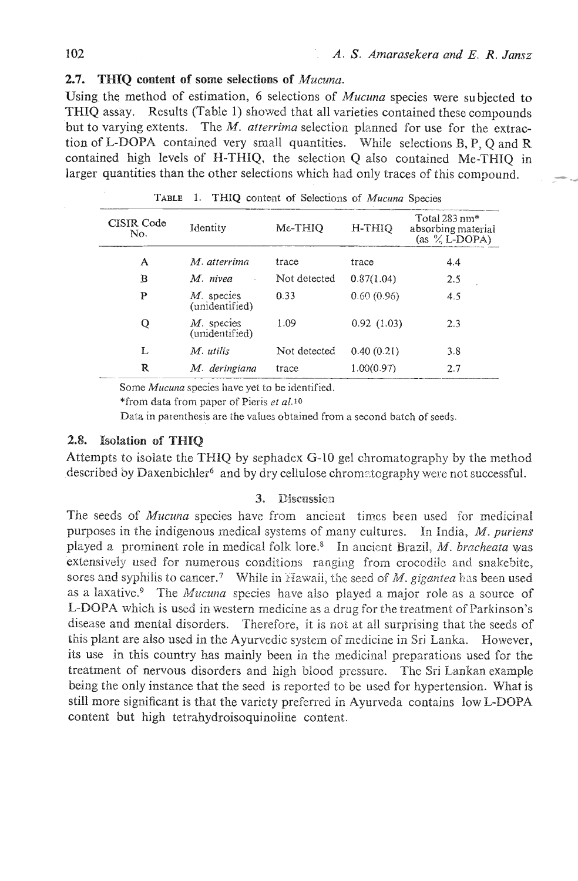### 2.7. THIQ content of some selections of *Mucuna*.

Using the method of estimation, 6 selections of *Mucuna* species were subjected to THIQ assay. Results (Table 1) showed that all varieties contained these compounds but to varying extents. The *M. atterrima* selection planned for use for the extraction of L-DOPA contained very small quantities. While selections B, P, Q and R contained high levels of H-THIQ, the selection Q also contained Me-THIQ in larger quantities than the other selections which had only traces of this compound.

TABLE 1. THIQ content of Selections of *Mucuna* Species

| CISIR Code No. | Identity | Me-THIQ | H-THIQ | Total 283 nm* absorbing material (as % L-DOPA) |
|---|---|---|---|---|
| A | *M. atterrima* | trace | trace | 4.4 |
| B | *M. nivea* | Not detected | 0.87(1.04) | 2.5 |
| P | *M.* species (unidentified) | 0.33 | 0.60 (0.96) | 4.5 |
| Q | *M.* species (unidentified) | 1.09 | 0.92 (1.03) | 2.3 |
| L | *M. utilis* | Not detected | 0.40 (0.21) | 3.8 |
| R | *M. deringiana* | trace | 1.00(0.97) | 2.7 |

Some *Mucuna* species have yet to be identified.

*from data from paper of Pieris *et al.*[10]

Data in parenthesis are the values obtained from a second batch of seeds.

### 2.8. Isolation of THIQ

Attempts to isolate the THIQ by sephadex G-10 gel chromatography by the method described by Daxenbichler[6] and by dry cellulose chromatography were not successful.

## 3. Discussion

The seeds of *Mucuna* species have from ancient times been used for medicinal purposes in the indigenous medical systems of many cultures. In India, *M. puriens* played a prominent role in medical folk lore.[8] In ancient Brazil, *M. bracheata* was extensively used for numerous conditions ranging from crocodile and snakebite, sores and syphilis to cancer.[7] While in Hawaii, the seed of *M. gigantea* has been used as a laxative.[9] The *Mucuna* species have also played a major role as a source of L-DOPA which is used in western medicine as a drug for the treatment of Parkinson's disease and mental disorders. Therefore, it is not at all surprising that the seeds of this plant are also used in the Ayurvedic system of medicine in Sri Lanka. However, its use in this country has mainly been in the medicinal preparations used for the treatment of nervous disorders and high blood pressure. The Sri Lankan example being the only instance that the seed is reported to be used for hypertension. What is still more significant is that the variety preferred in Ayurveda contains low L-DOPA content but high tetrahydroisoquinoline content.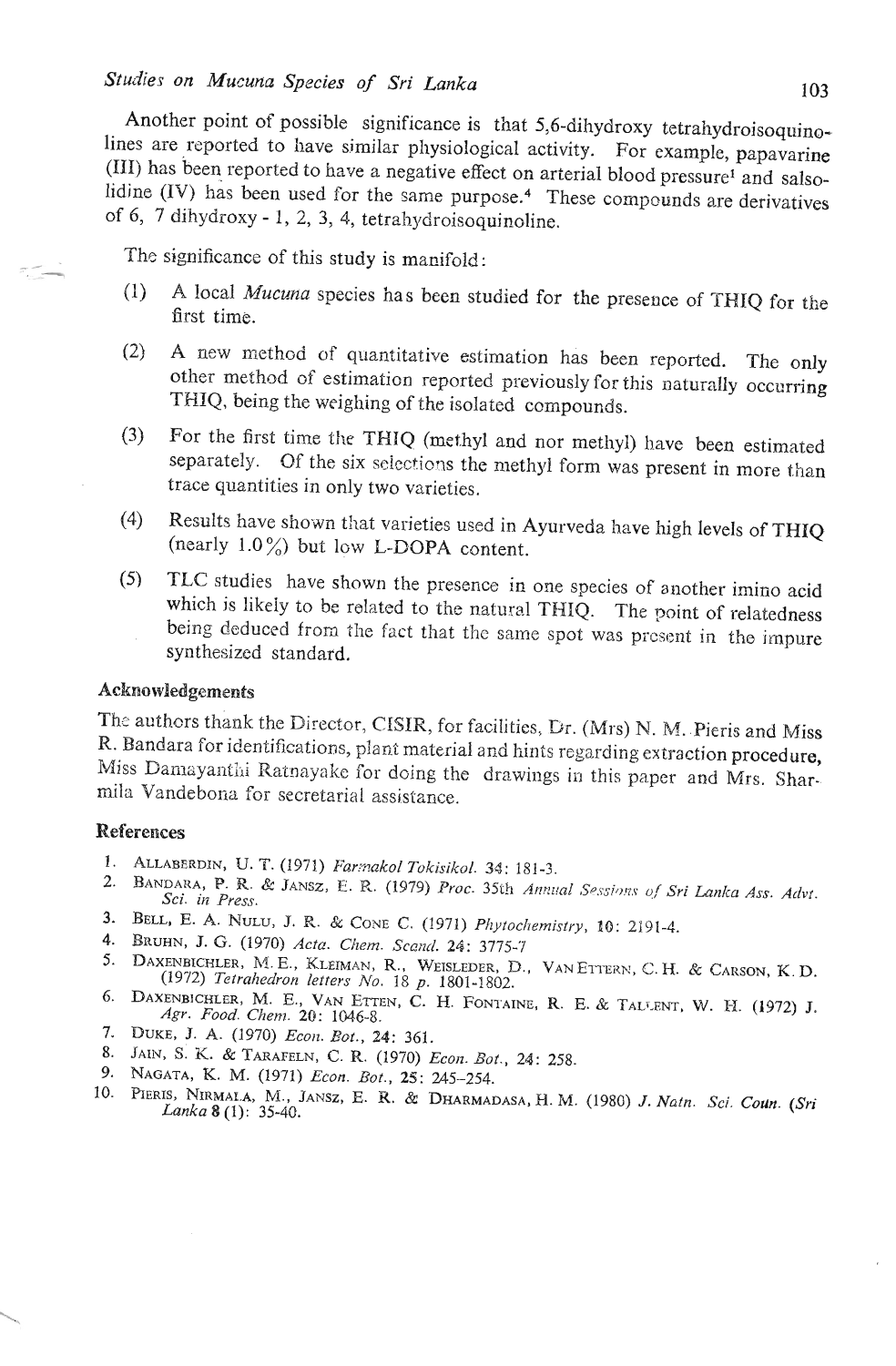Another point of possible significance is that 5,6-dihydroxy tetrahydroisoquinolines are reported to have similar physiological activity. For example, papavarine (III) has been reported to have a negative effect on arterial blood pressure[1] and salsolidine (IV) has been used for the same purpose.[4] These compounds are derivatives of 6, 7 dihydroxy - 1, 2, 3, 4, tetrahydroisoquinoline.

The significance of this study is manifold:

(1) A local *Mucuna* species has been studied for the presence of THIQ for the first time.

(2) A new method of quantitative estimation has been reported. The only other method of estimation reported previously for this naturally occurring THIQ, being the weighing of the isolated compounds.

(3) For the first time the THIQ (methyl and nor methyl) have been estimated separately. Of the six selections the methyl form was present in more than trace quantities in only two varieties.

(4) Results have shown that varieties used in Ayurveda have high levels of THIQ (nearly 1.0%) but low L-DOPA content.

(5) TLC studies have shown the presence in one species of another imino acid which is likely to be related to the natural THIQ. The point of relatedness being deduced from the fact that the same spot was present in the impure synthesized standard.

### Acknowledgements

The authors thank the Director, CISIR, for facilities, Dr. (Mrs) N. M. Pieris and Miss R. Bandara for identifications, plant material and hints regarding extraction procedure, Miss Damayanthi Ratnayake for doing the drawings in this paper and Mrs. Sharmila Vandebona for secretarial assistance.

### References

1. ALLABERDIN, U. T. (1971) *Farmakol Tokisikol.* 34: 181-3.
2. BANDARA, P. R. & JANSZ, E. R. (1979) *Proc.* 35th *Annual Sessions of Sri Lanka Ass. Advt. Sci. in Press.*
3. BELL, E. A. NULU, J. R. & CONE C. (1971) *Phytochemistry,* 10: 2191-4.
4. BRUHN, J. G. (1970) *Acta. Chem. Scand.* 24: 3775-7
5. DAXENBICHLER, M. E., KLEIMAN, R., WEISLEDER, D., VAN ETTERN, C. H. & CARSON, K. D. (1972) *Tetrahedron letters No.* 18 *p.* 1801-1802.
6. DAXENBICHLER, M. E., VAN ETTEN, C. H. FONTAINE, R. E. & TALLENT, W. H. (1972) *J. Agr. Food. Chem.* 20: 1046-8.
7. DUKE, J. A. (1970) *Econ. Bot.,* 24: 361.
8. JAIN, S. K. & TARAFELN, C. R. (1970) *Econ. Bot.,* 24: 258.
9. NAGATA, K. M. (1971) *Econ. Bot.,* 25: 245-254.
10. PIERIS, NIRMALA, M., JANSZ, E. R. & DHARMADASA, H. M. (1980) *J. Natn. Sci. Coun. (Sri Lanka* 8 (1): 35-40.